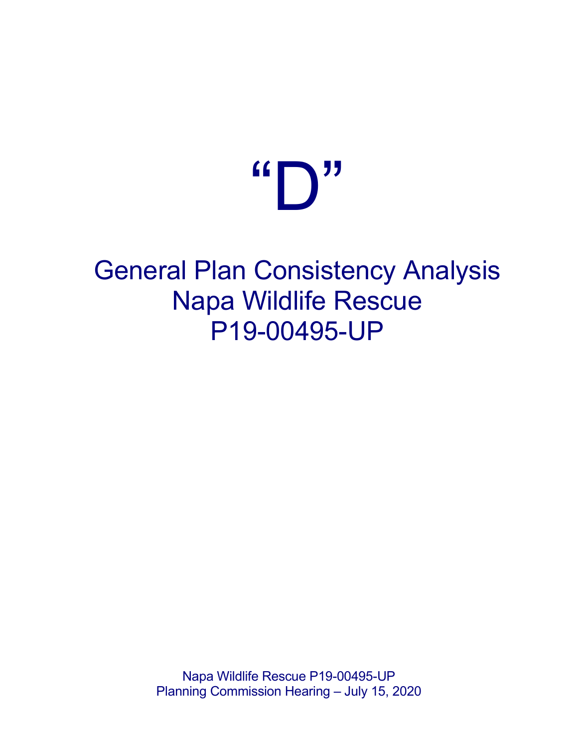# "D"

## General Plan Consistency Analysis
## Napa Wildlife Rescue
## P19-00495-UP

Napa Wildlife Rescue P19-00495-UP
Planning Commission Hearing – July 15, 2020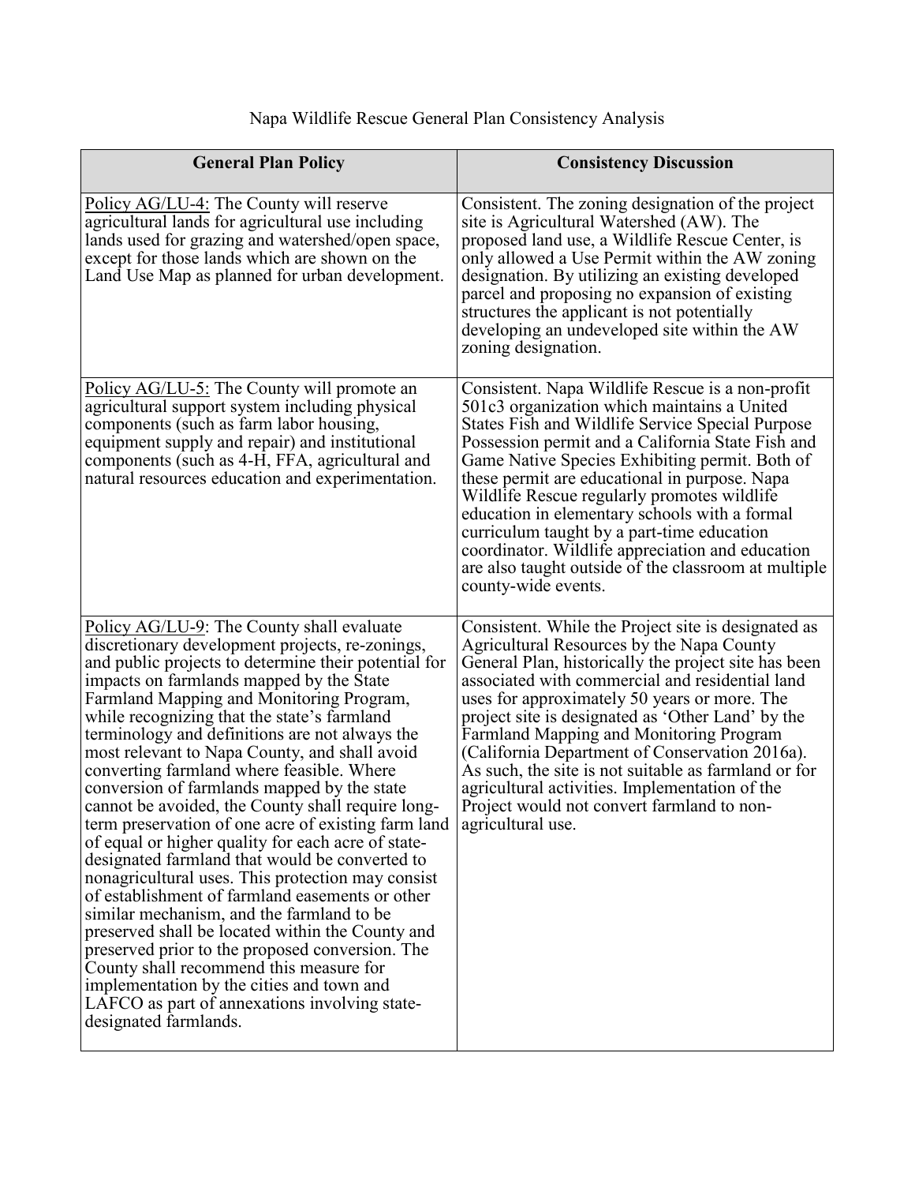Napa Wildlife Rescue General Plan Consistency Analysis

| General Plan Policy | Consistency Discussion |
| --- | --- |
| Policy AG/LU-4: The County will reserve agricultural lands for agricultural use including lands used for grazing and watershed/open space, except for those lands which are shown on the Land Use Map as planned for urban development. | Consistent. The zoning designation of the project site is Agricultural Watershed (AW). The proposed land use, a Wildlife Rescue Center, is only allowed a Use Permit within the AW zoning designation. By utilizing an existing developed parcel and proposing no expansion of existing structures the applicant is not potentially developing an undeveloped site within the AW zoning designation. |
| Policy AG/LU-5: The County will promote an agricultural support system including physical components (such as farm labor housing, equipment supply and repair) and institutional components (such as 4-H, FFA, agricultural and natural resources education and experimentation. | Consistent. Napa Wildlife Rescue is a non-profit 501c3 organization which maintains a United States Fish and Wildlife Service Special Purpose Possession permit and a California State Fish and Game Native Species Exhibiting permit. Both of these permit are educational in purpose. Napa Wildlife Rescue regularly promotes wildlife education in elementary schools with a formal curriculum taught by a part-time education coordinator. Wildlife appreciation and education are also taught outside of the classroom at multiple county-wide events. |
| Policy AG/LU-9: The County shall evaluate discretionary development projects, re-zonings, and public projects to determine their potential for impacts on farmlands mapped by the State Farmland Mapping and Monitoring Program, while recognizing that the state's farmland terminology and definitions are not always the most relevant to Napa County, and shall avoid converting farmland where feasible. Where conversion of farmlands mapped by the state cannot be avoided, the County shall require long-term preservation of one acre of existing farm land of equal or higher quality for each acre of state-designated farmland that would be converted to nonagricultural uses. This protection may consist of establishment of farmland easements or other similar mechanism, and the farmland to be preserved shall be located within the County and preserved prior to the proposed conversion. The County shall recommend this measure for implementation by the cities and town and LAFCO as part of annexations involving state-designated farmlands. | Consistent. While the Project site is designated as Agricultural Resources by the Napa County General Plan, historically the project site has been associated with commercial and residential land uses for approximately 50 years or more. The project site is designated as 'Other Land' by the Farmland Mapping and Monitoring Program (California Department of Conservation 2016a). As such, the site is not suitable as farmland or for agricultural activities. Implementation of the Project would not convert farmland to non-agricultural use. |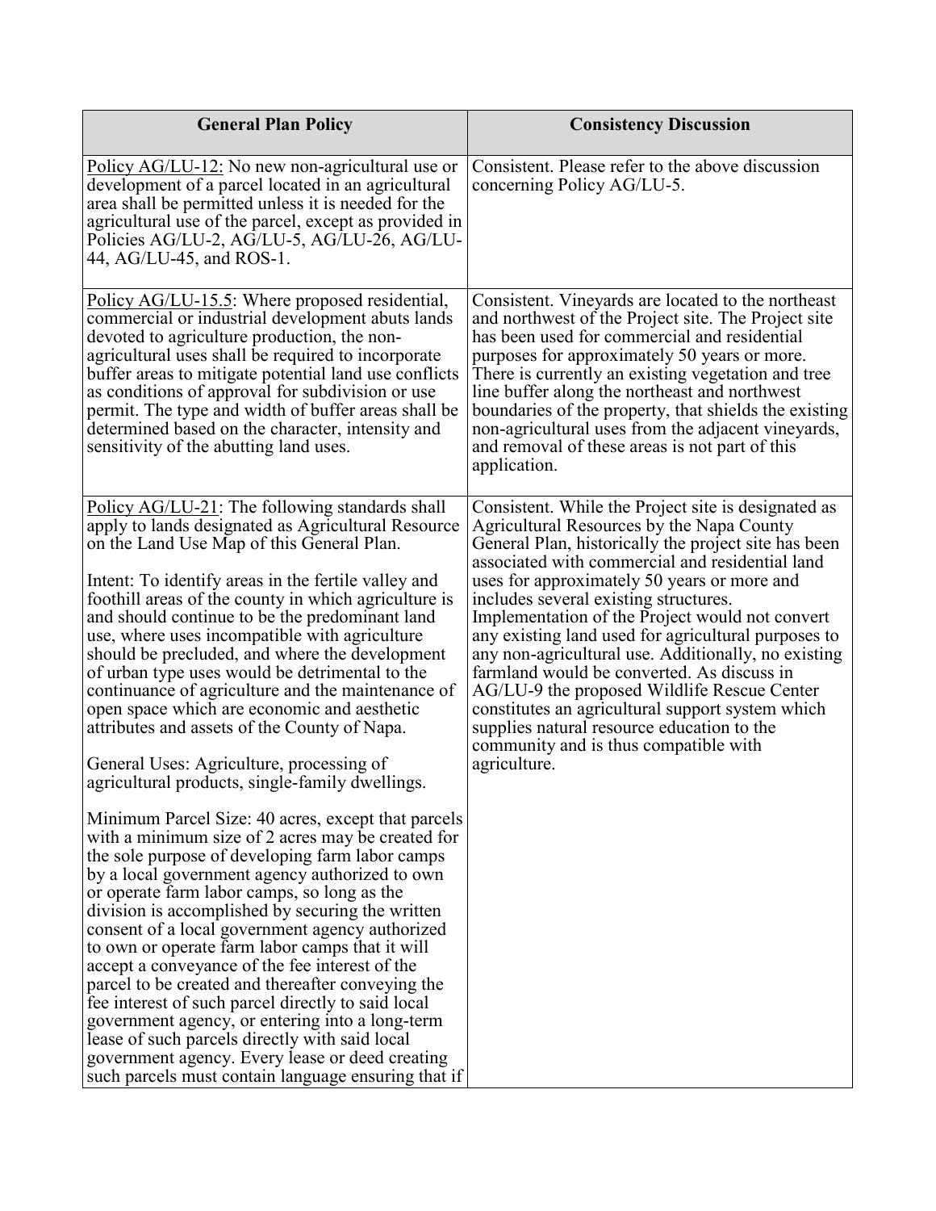| General Plan Policy | Consistency Discussion |
|---|---|
| Policy AG/LU-12: No new non-agricultural use or development of a parcel located in an agricultural area shall be permitted unless it is needed for the agricultural use of the parcel, except as provided in Policies AG/LU-2, AG/LU-5, AG/LU-26, AG/LU-44, AG/LU-45, and ROS-1. | Consistent. Please refer to the above discussion concerning Policy AG/LU-5. |
| Policy AG/LU-15.5: Where proposed residential, commercial or industrial development abuts lands devoted to agriculture production, the non-agricultural uses shall be required to incorporate buffer areas to mitigate potential land use conflicts as conditions of approval for subdivision or use permit. The type and width of buffer areas shall be determined based on the character, intensity and sensitivity of the abutting land uses. | Consistent. Vineyards are located to the northeast and northwest of the Project site. The Project site has been used for commercial and residential purposes for approximately 50 years or more. There is currently an existing vegetation and tree line buffer along the northeast and northwest boundaries of the property, that shields the existing non-agricultural uses from the adjacent vineyards, and removal of these areas is not part of this application. |
| Policy AG/LU-21: The following standards shall apply to lands designated as Agricultural Resource on the Land Use Map of this General Plan.<br><br>Intent: To identify areas in the fertile valley and foothill areas of the county in which agriculture is and should continue to be the predominant land use, where uses incompatible with agriculture should be precluded, and where the development of urban type uses would be detrimental to the continuance of agriculture and the maintenance of open space which are economic and aesthetic attributes and assets of the County of Napa.<br><br>General Uses: Agriculture, processing of agricultural products, single-family dwellings.<br><br>Minimum Parcel Size: 40 acres, except that parcels with a minimum size of 2 acres may be created for the sole purpose of developing farm labor camps by a local government agency authorized to own or operate farm labor camps, so long as the division is accomplished by securing the written consent of a local government agency authorized to own or operate farm labor camps that it will accept a conveyance of the fee interest of the parcel to be created and thereafter conveying the fee interest of such parcel directly to said local government agency, or entering into a long-term lease of such parcels directly with said local government agency. Every lease or deed creating such parcels must contain language ensuring that if | Consistent. While the Project site is designated as Agricultural Resources by the Napa County General Plan, historically the project site has been associated with commercial and residential land uses for approximately 50 years or more and includes several existing structures. Implementation of the Project would not convert any existing land used for agricultural purposes to any non-agricultural use. Additionally, no existing farmland would be converted. As discuss in AG/LU-9 the proposed Wildlife Rescue Center constitutes an agricultural support system which supplies natural resource education to the community and is thus compatible with agriculture. |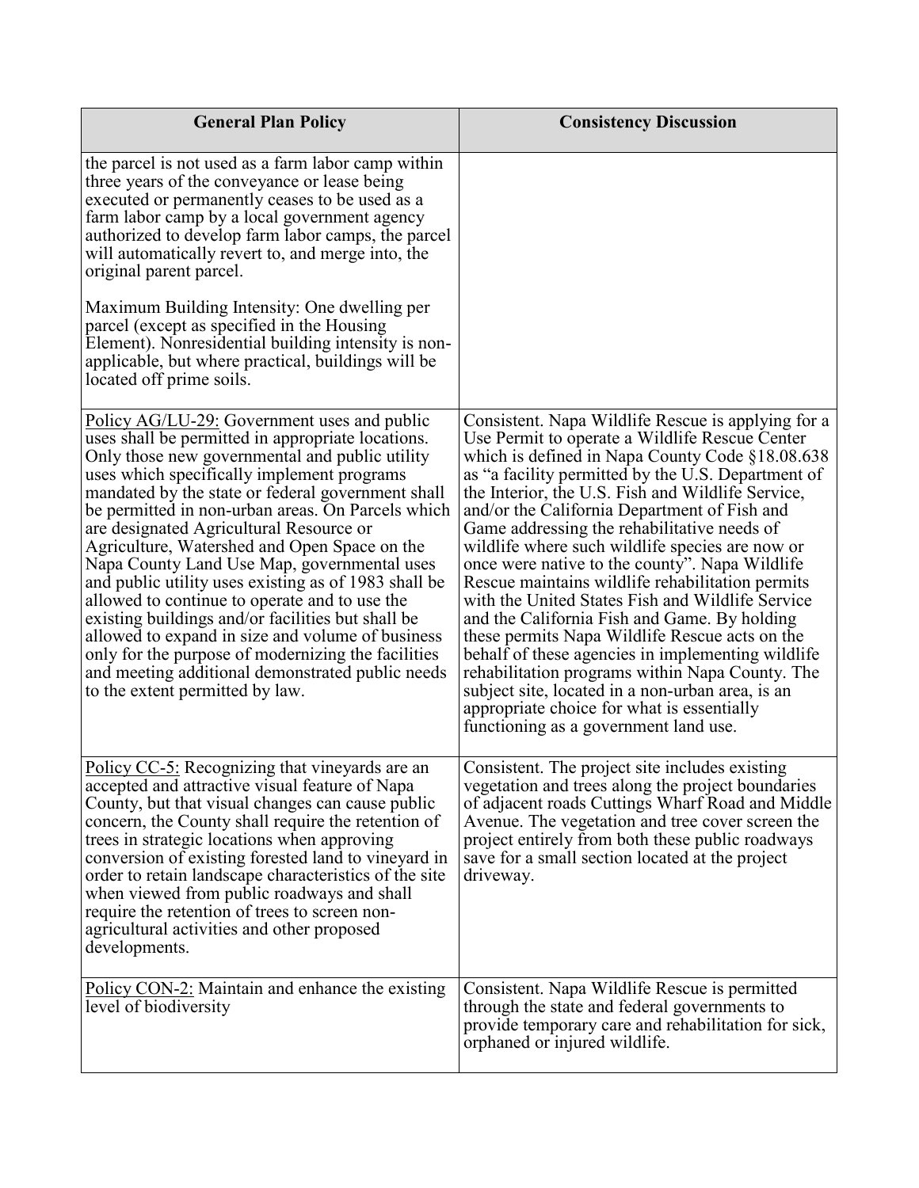| General Plan Policy | Consistency Discussion |
|---|---|
| the parcel is not used as a farm labor camp within three years of the conveyance or lease being executed or permanently ceases to be used as a farm labor camp by a local government agency authorized to develop farm labor camps, the parcel will automatically revert to, and merge into, the original parent parcel.<br><br>Maximum Building Intensity: One dwelling per parcel (except as specified in the Housing Element). Nonresidential building intensity is non-applicable, but where practical, buildings will be located off prime soils. | |
| Policy AG/LU-29: Government uses and public uses shall be permitted in appropriate locations. Only those new governmental and public utility uses which specifically implement programs mandated by the state or federal government shall be permitted in non-urban areas. On Parcels which are designated Agricultural Resource or Agriculture, Watershed and Open Space on the Napa County Land Use Map, governmental uses and public utility uses existing as of 1983 shall be allowed to continue to operate and to use the existing buildings and/or facilities but shall be allowed to expand in size and volume of business only for the purpose of modernizing the facilities and meeting additional demonstrated public needs to the extent permitted by law. | Consistent. Napa Wildlife Rescue is applying for a Use Permit to operate a Wildlife Rescue Center which is defined in Napa County Code §18.08.638 as "a facility permitted by the U.S. Department of the Interior, the U.S. Fish and Wildlife Service, and/or the California Department of Fish and Game addressing the rehabilitative needs of wildlife where such wildlife species are now or once were native to the county". Napa Wildlife Rescue maintains wildlife rehabilitation permits with the United States Fish and Wildlife Service and the California Fish and Game. By holding these permits Napa Wildlife Rescue acts on the behalf of these agencies in implementing wildlife rehabilitation programs within Napa County. The subject site, located in a non-urban area, is an appropriate choice for what is essentially functioning as a government land use. |
| Policy CC-5: Recognizing that vineyards are an accepted and attractive visual feature of Napa County, but that visual changes can cause public concern, the County shall require the retention of trees in strategic locations when approving conversion of existing forested land to vineyard in order to retain landscape characteristics of the site when viewed from public roadways and shall require the retention of trees to screen non-agricultural activities and other proposed developments. | Consistent. The project site includes existing vegetation and trees along the project boundaries of adjacent roads Cuttings Wharf Road and Middle Avenue. The vegetation and tree cover screen the project entirely from both these public roadways save for a small section located at the project driveway. |
| Policy CON-2: Maintain and enhance the existing level of biodiversity | Consistent. Napa Wildlife Rescue is permitted through the state and federal governments to provide temporary care and rehabilitation for sick, orphaned or injured wildlife. |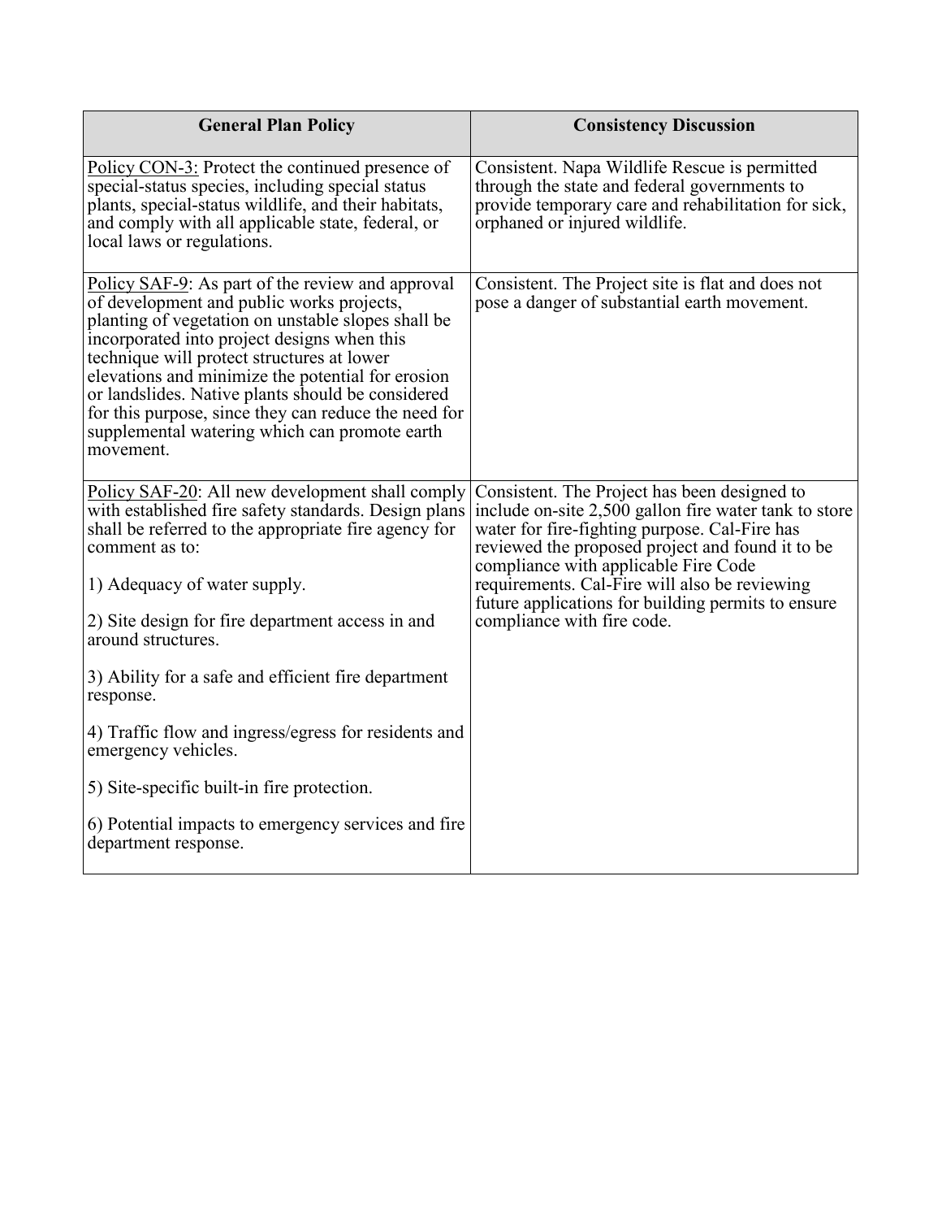| General Plan Policy | Consistency Discussion |
|---|---|
| Policy CON-3: Protect the continued presence of special-status species, including special status plants, special-status wildlife, and their habitats, and comply with all applicable state, federal, or local laws or regulations. | Consistent. Napa Wildlife Rescue is permitted through the state and federal governments to provide temporary care and rehabilitation for sick, orphaned or injured wildlife. |
| Policy SAF-9: As part of the review and approval of development and public works projects, planting of vegetation on unstable slopes shall be incorporated into project designs when this technique will protect structures at lower elevations and minimize the potential for erosion or landslides. Native plants should be considered for this purpose, since they can reduce the need for supplemental watering which can promote earth movement. | Consistent. The Project site is flat and does not pose a danger of substantial earth movement. |
| Policy SAF-20: All new development shall comply with established fire safety standards. Design plans shall be referred to the appropriate fire agency for comment as to:<br><br>1) Adequacy of water supply.<br><br>2) Site design for fire department access in and around structures.<br><br>3) Ability for a safe and efficient fire department response.<br><br>4) Traffic flow and ingress/egress for residents and emergency vehicles.<br><br>5) Site-specific built-in fire protection.<br><br>6) Potential impacts to emergency services and fire department response. | Consistent. The Project has been designed to include on-site 2,500 gallon fire water tank to store water for fire-fighting purpose. Cal-Fire has reviewed the proposed project and found it to be compliance with applicable Fire Code requirements. Cal-Fire will also be reviewing future applications for building permits to ensure compliance with fire code. |